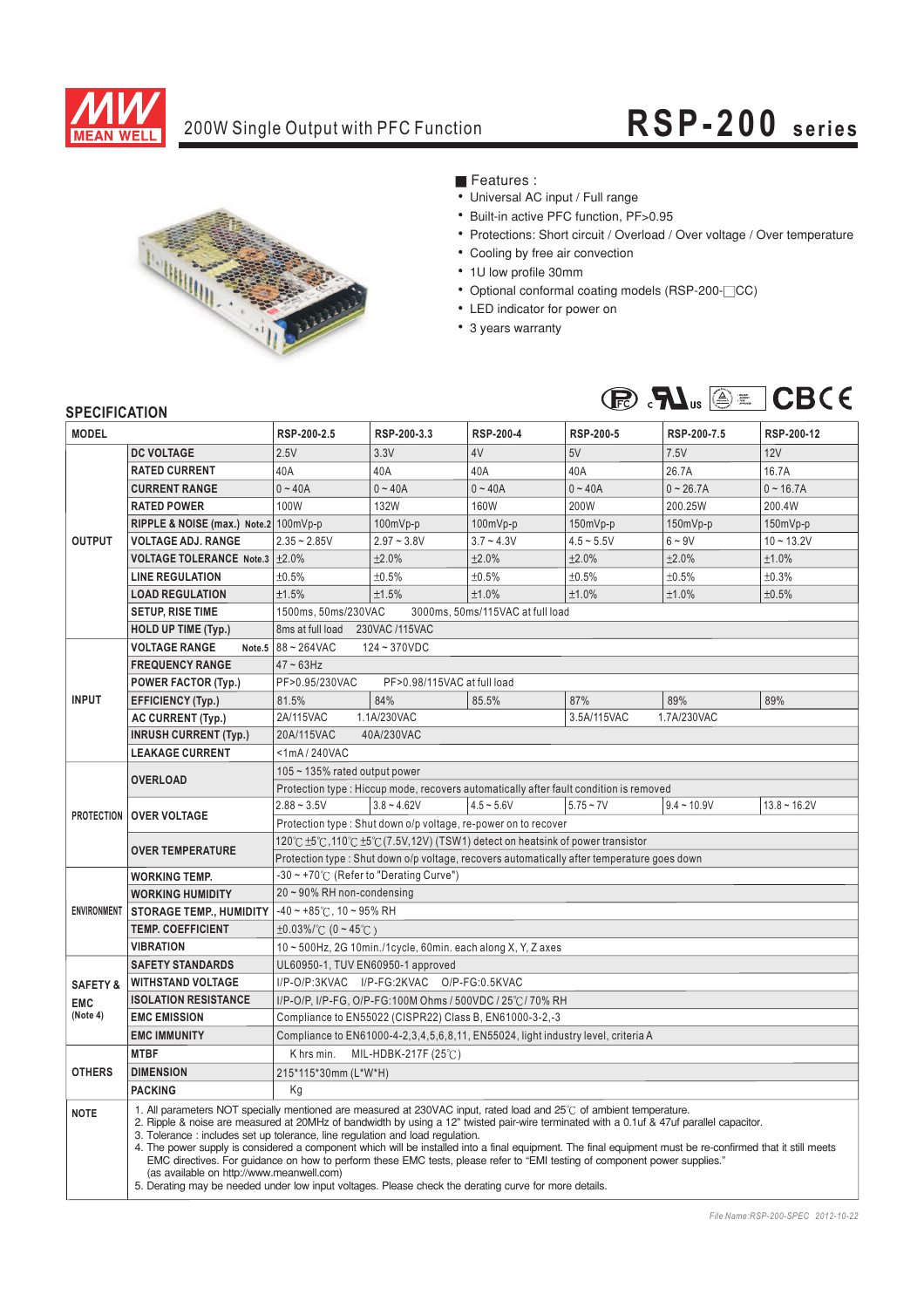# 200W Single Output with PFC Function — RSP-200 series

■ Features :

- Universal AC input / Full range
- Built-in active PFC function, PF>0.95
- Protections: Short circuit / Overload / Over voltage / Over temperature
- Cooling by free air convection
- 1U low profile 30mm
- Optional conformal coating models (RSP-200-□CC)
- LED indicator for power on
- 3 years warranty

## SPECIFICATION

| MODEL | | RSP-200-2.5 | RSP-200-3.3 | RSP-200-4 | RSP-200-5 | RSP-200-7.5 | RSP-200-12 |
|---|---|---|---|---|---|---|---|
| OUTPUT | DC VOLTAGE | 2.5V | 3.3V | 4V | 5V | 7.5V | 12V |
| | RATED CURRENT | 40A | 40A | 40A | 40A | 26.7A | 16.7A |
| | CURRENT RANGE | 0 ~ 40A | 0 ~ 40A | 0 ~ 40A | 0 ~ 40A | 0 ~ 26.7A | 0 ~ 16.7A |
| | RATED POWER | 100W | 132W | 160W | 200W | 200.25W | 200.4W |
| | RIPPLE & NOISE (max.) Note.2 | 100mVp-p | 100mVp-p | 100mVp-p | 150mVp-p | 150mVp-p | 150mVp-p |
| | VOLTAGE ADJ. RANGE | 2.35 ~ 2.85V | 2.97 ~ 3.8V | 3.7 ~ 4.3V | 4.5 ~ 5.5V | 6 ~ 9V | 10 ~ 13.2V |
| | VOLTAGE TOLERANCE Note.3 | ±2.0% | ±2.0% | ±2.0% | ±2.0% | ±2.0% | ±1.0% |
| | LINE REGULATION | ±0.5% | ±0.5% | ±0.5% | ±0.5% | ±0.5% | ±0.3% |
| | LOAD REGULATION | ±1.5% | ±1.5% | ±1.0% | ±1.0% | ±1.0% | ±0.5% |
| | SETUP, RISE TIME | 1500ms, 50ms/230VAC 3000ms, 50ms/115VAC at full load | | | | | |
| | HOLD UP TIME (Typ.) | 8ms at full load 230VAC /115VAC | | | | | |
| INPUT | VOLTAGE RANGE Note.5 | 88 ~ 264VAC 124 ~ 370VDC | | | | | |
| | FREQUENCY RANGE | 47 ~ 63Hz | | | | | |
| | POWER FACTOR (Typ.) | PF>0.95/230VAC PF>0.98/115VAC at full load | | | | | |
| | EFFICIENCY (Typ.) | 81.5% | 84% | 85.5% | 87% | 89% | 89% |
| | AC CURRENT (Typ.) | 2A/115VAC 1.1A/230VAC | | | 3.5A/115VAC 1.7A/230VAC | | |
| | INRUSH CURRENT (Typ.) | 20A/115VAC 40A/230VAC | | | | | |
| | LEAKAGE CURRENT | <1mA / 240VAC | | | | | |
| PROTECTION | OVERLOAD | 105 ~ 135% rated output power | | | | | |
| | | Protection type : Hiccup mode, recovers automatically after fault condition is removed | | | | | |
| | OVER VOLTAGE | 2.88 ~ 3.5V | 3.8 ~ 4.62V | 4.5 ~ 5.6V | 5.75 ~ 7V | 9.4 ~ 10.9V | 13.8 ~ 16.2V |
| | | Protection type : Shut down o/p voltage, re-power on to recover | | | | | |
| | OVER TEMPERATURE | 120℃ ±5℃, 110℃ ±5℃ (7.5V,12V) (TSW1) detect on heatsink of power transistor | | | | | |
| | | Protection type : Shut down o/p voltage, recovers automatically after temperature goes down | | | | | |
| ENVIRONMENT | WORKING TEMP. | -30 ~ +70℃ (Refer to "Derating Curve") | | | | | |
| | WORKING HUMIDITY | 20 ~ 90% RH non-condensing | | | | | |
| | STORAGE TEMP., HUMIDITY | -40 ~ +85℃, 10 ~ 95% RH | | | | | |
| | TEMP. COEFFICIENT | ±0.03%/℃ (0 ~ 45℃) | | | | | |
| | VIBRATION | 10 ~ 500Hz, 2G 10min./1cycle, 60min. each along X, Y, Z axes | | | | | |
| SAFETY & EMC (Note 4) | SAFETY STANDARDS | UL60950-1, TUV EN60950-1 approved | | | | | |
| | WITHSTAND VOLTAGE | I/P-O/P:3KVAC I/P-FG:2KVAC O/P-FG:0.5KVAC | | | | | |
| | ISOLATION RESISTANCE | I/P-O/P, I/P-FG, O/P-FG:100M Ohms / 500VDC / 25℃/ 70% RH | | | | | |
| | EMC EMISSION | Compliance to EN55022 (CISPR22) Class B, EN61000-3-2,-3 | | | | | |
| | EMC IMMUNITY | Compliance to EN61000-4-2,3,4,5,6,8,11, EN55024, light industry level, criteria A | | | | | |
| OTHERS | MTBF | K hrs min. MIL-HDBK-217F (25℃) | | | | | |
| | DIMENSION | 215\*115\*30mm (L\*W\*H) | | | | | |
| | PACKING | Kg | | | | | |

**NOTE**

1. All parameters NOT specially mentioned are measured at 230VAC input, rated load and 25℃ of ambient temperature.
2. Ripple & noise are measured at 20MHz of bandwidth by using a 12" twisted pair-wire terminated with a 0.1uf & 47uf parallel capacitor.
3. Tolerance : includes set up tolerance, line regulation and load regulation.
4. The power supply is considered a component which will be installed into a final equipment. The final equipment must be re-confirmed that it still meets EMC directives. For guidance on how to perform these EMC tests, please refer to "EMI testing of component power supplies." (as available on http://www.meanwell.com)
5. Derating may be needed under low input voltages. Please check the derating curve for more details.

File Name:RSP-200-SPEC 2012-10-22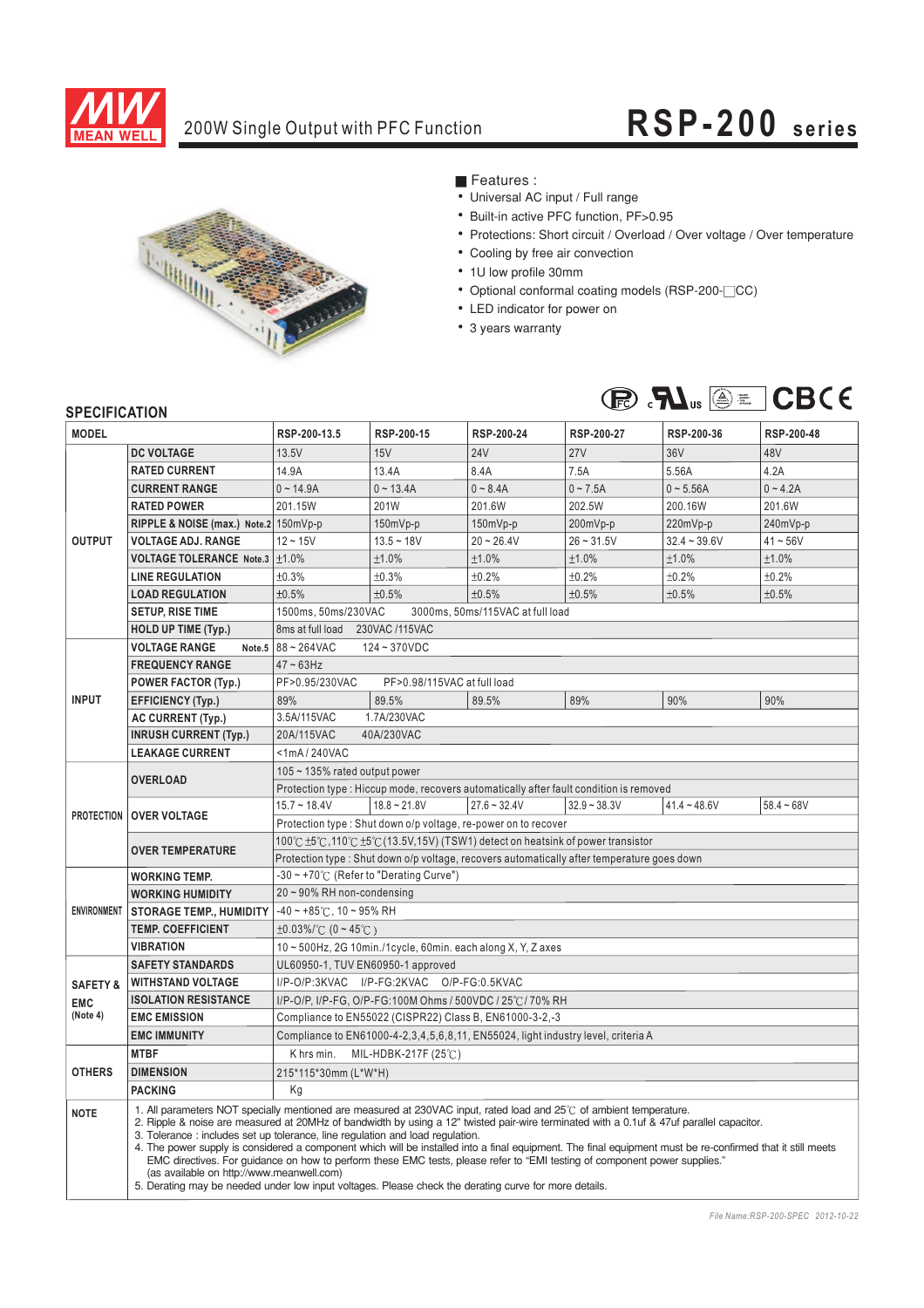# MEAN WELL

200W Single Output with PFC Function

# RSP-200 series

■ Features :

- Universal AC input / Full range
- Built-in active PFC function, PF>0.95
- Protections: Short circuit / Overload / Over voltage / Over temperature
- Cooling by free air convection
- 1U low profile 30mm
- Optional conformal coating models (RSP-200-□CC)
- LED indicator for power on
- 3 years warranty

## SPECIFICATION

| MODEL | | RSP-200-13.5 | RSP-200-15 | RSP-200-24 | RSP-200-27 | RSP-200-36 | RSP-200-48 |
|---|---|---|---|---|---|---|---|
| OUTPUT | DC VOLTAGE | 13.5V | 15V | 24V | 27V | 36V | 48V |
| | RATED CURRENT | 14.9A | 13.4A | 8.4A | 7.5A | 5.56A | 4.2A |
| | CURRENT RANGE | 0 ~ 14.9A | 0 ~ 13.4A | 0 ~ 8.4A | 0 ~ 7.5A | 0 ~ 5.56A | 0 ~ 4.2A |
| | RATED POWER | 201.15W | 201W | 201.6W | 202.5W | 200.16W | 201.6W |
| | RIPPLE & NOISE (max.) Note.2 | 150mVp-p | 150mVp-p | 150mVp-p | 200mVp-p | 220mVp-p | 240mVp-p |
| | VOLTAGE ADJ. RANGE | 12 ~ 15V | 13.5 ~ 18V | 20 ~ 26.4V | 26 ~ 31.5V | 32.4 ~ 39.6V | 41 ~ 56V |
| | VOLTAGE TOLERANCE Note.3 | ±1.0% | ±1.0% | ±1.0% | ±1.0% | ±1.0% | ±1.0% |
| | LINE REGULATION | ±0.3% | ±0.3% | ±0.2% | ±0.2% | ±0.2% | ±0.2% |
| | LOAD REGULATION | ±0.5% | ±0.5% | ±0.5% | ±0.5% | ±0.5% | ±0.5% |
| | SETUP, RISE TIME | 1500ms, 50ms/230VAC 3000ms, 50ms/115VAC at full load | | | | | |
| | HOLD UP TIME (Typ.) | 8ms at full load 230VAC /115VAC | | | | | |
| INPUT | VOLTAGE RANGE Note.5 | 88 ~ 264VAC 124 ~ 370VDC | | | | | |
| | FREQUENCY RANGE | 47 ~ 63Hz | | | | | |
| | POWER FACTOR (Typ.) | PF>0.95/230VAC PF>0.98/115VAC at full load | | | | | |
| | EFFICIENCY (Typ.) | 89% | 89.5% | 89.5% | 89% | 90% | 90% |
| | AC CURRENT (Typ.) | 3.5A/115VAC 1.7A/230VAC | | | | | |
| | INRUSH CURRENT (Typ.) | 20A/115VAC 40A/230VAC | | | | | |
| | LEAKAGE CURRENT | <1mA / 240VAC | | | | | |
| PROTECTION | OVERLOAD | 105 ~ 135% rated output power | | | | | |
| | | Protection type : Hiccup mode, recovers automatically after fault condition is removed | | | | | |
| | OVER VOLTAGE | 15.7 ~ 18.4V | 18.8 ~ 21.8V | 27.6 ~ 32.4V | 32.9 ~ 38.3V | 41.4 ~ 48.6V | 58.4 ~ 68V |
| | | Protection type : Shut down o/p voltage, re-power on to recover | | | | | |
| | OVER TEMPERATURE | 100℃ ±5℃,110℃ ±5℃(13.5V,15V) (TSW1) detect on heatsink of power transistor | | | | | |
| | | Protection type : Shut down o/p voltage, recovers automatically after temperature goes down | | | | | |
| ENVIRONMENT | WORKING TEMP. | -30 ~ +70℃ (Refer to "Derating Curve") | | | | | |
| | WORKING HUMIDITY | 20 ~ 90% RH non-condensing | | | | | |
| | STORAGE TEMP., HUMIDITY | -40 ~ +85℃, 10 ~ 95% RH | | | | | |
| | TEMP. COEFFICIENT | ±0.03%/℃ (0 ~ 45℃) | | | | | |
| | VIBRATION | 10 ~ 500Hz, 2G 10min./1cycle, 60min. each along X, Y, Z axes | | | | | |
| SAFETY & EMC (Note 4) | SAFETY STANDARDS | UL60950-1, TUV EN60950-1 approved | | | | | |
| | WITHSTAND VOLTAGE | I/P-O/P:3KVAC I/P-FG:2KVAC O/P-FG:0.5KVAC | | | | | |
| | ISOLATION RESISTANCE | I/P-O/P, I/P-FG, O/P-FG:100M Ohms / 500VDC / 25℃/ 70% RH | | | | | |
| | EMC EMISSION | Compliance to EN55022 (CISPR22) Class B, EN61000-3-2,-3 | | | | | |
| | EMC IMMUNITY | Compliance to EN61000-4-2,3,4,5,6,8,11, EN55024, light industry level, criteria A | | | | | |
| OTHERS | MTBF | K hrs min. MIL-HDBK-217F (25℃) | | | | | |
| | DIMENSION | 215*115*30mm (L*W*H) | | | | | |
| | PACKING | Kg | | | | | |
| NOTE | 1. All parameters NOT specially mentioned are measured at 230VAC input, rated load and 25℃ of ambient temperature.<br>2. Ripple & noise are measured at 20MHz of bandwidth by using a 12" twisted pair-wire terminated with a 0.1uf & 47uf parallel capacitor.<br>3. Tolerance : includes set up tolerance, line regulation and load regulation.<br>4. The power supply is considered a component which will be installed into a final equipment. The final equipment must be re-confirmed that it still meets EMC directives. For guidance on how to perform these EMC tests, please refer to "EMI testing of component power supplies." (as available on http://www.meanwell.com)<br>5. Derating may be needed under low input voltages. Please check the derating curve for more details. | | | | | | |

File Name:RSP-200-SPEC 2012-10-22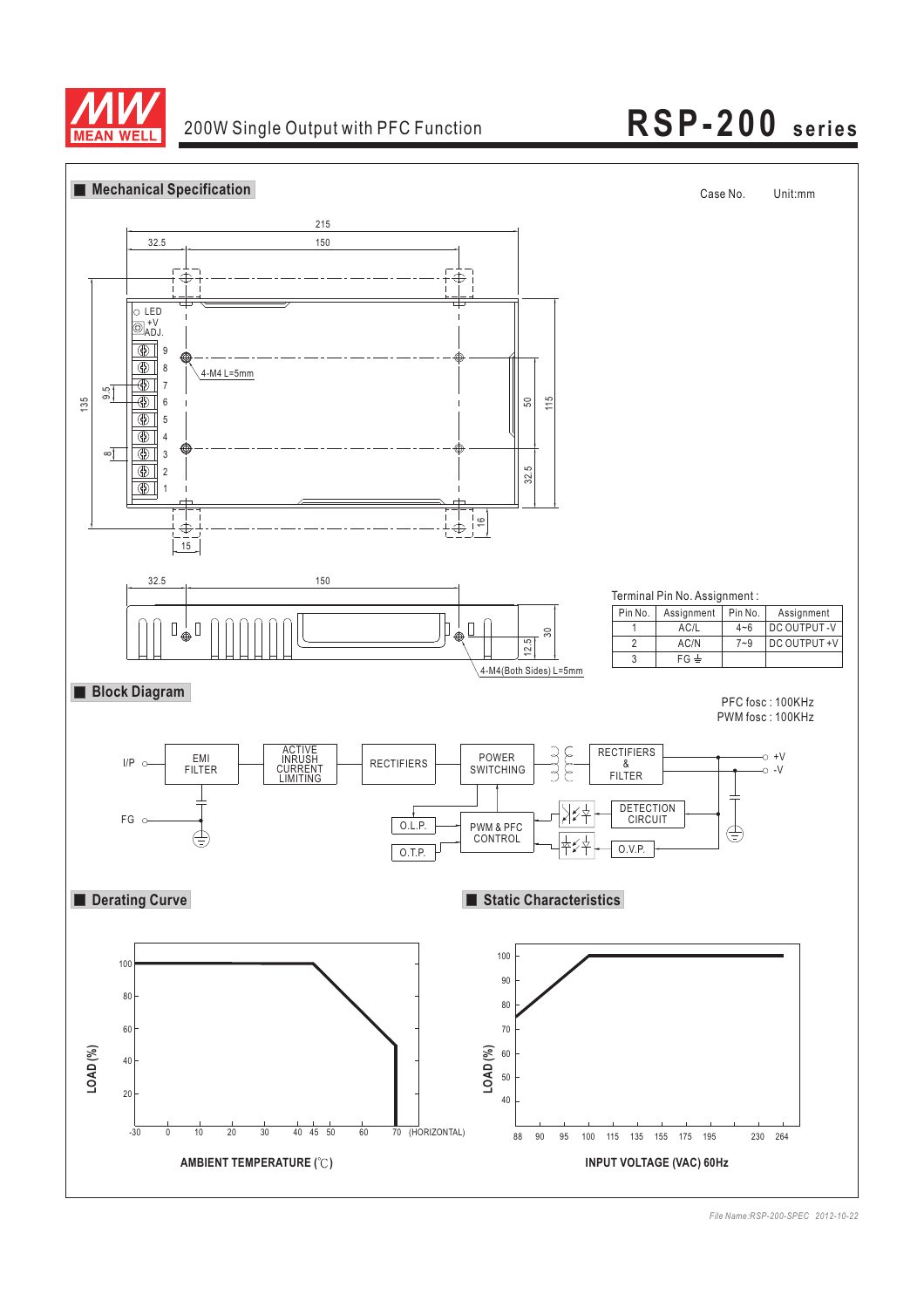# 200W Single Output with PFC Function

# RSP-200 series

## Mechanical Specification

Case No.　　Unit:mm

215
32.5　150
LED
+V ADJ.
9 8 7 6 5 4 3 2 1
4-M4 L=5mm
135　9.5　8
50　115　32.5
16
15

32.5　150
30　12.5
4-M4(Both Sides) L=5mm

Terminal Pin No. Assignment :

| Pin No. | Assignment | Pin No. | Assignment |
|---|---|---|---|
| 1 | AC/L | 4~6 | DC OUTPUT -V |
| 2 | AC/N | 7~9 | DC OUTPUT +V |
| 3 | FG ⏚ | | |

## Block Diagram

PFC fosc : 100KHz
PWM fosc : 100KHz

I/P
FG
EMI FILTER
ACTIVE INRUSH CURRENT LIMITING
RECTIFIERS
POWER SWITCHING
RECTIFIERS & FILTER
+V
-V
O.L.P.
O.T.P.
PWM & PFC CONTROL
DETECTION CIRCUIT
O.V.P.

## Derating Curve

LOAD (%)
100
80
60
40
20
-30　0　10　20　30　40　45　50　60　70 (HORIZONTAL)
AMBIENT TEMPERATURE (℃)

## Static Characteristics

LOAD (%)
100
90
80
70
60
50
40
88　90　95　100　115　135　155　175　195　230　264
INPUT VOLTAGE (VAC) 60Hz

*File Name:RSP-200-SPEC　2012-10-22*